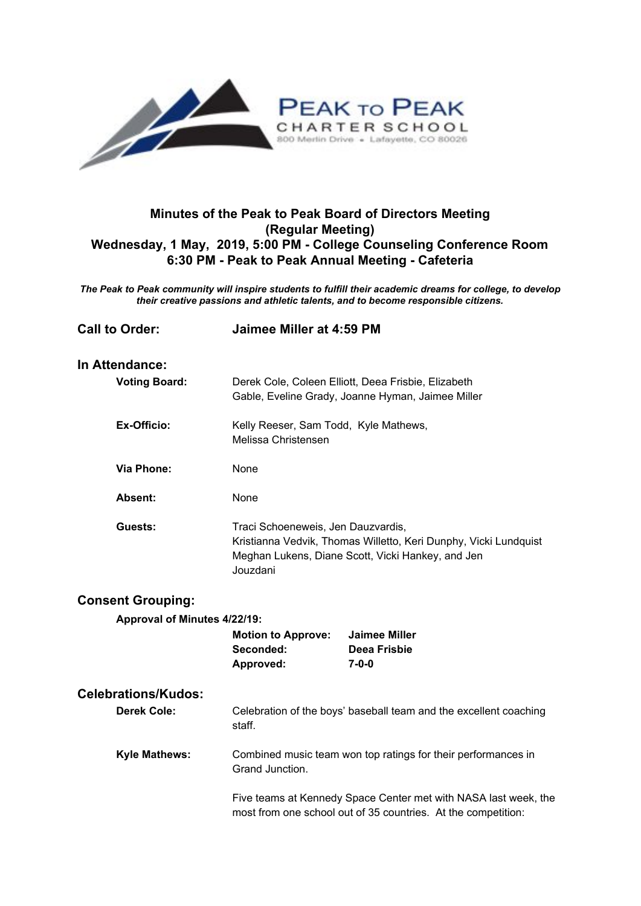PEAK TO PEAK
CHARTER SCHOOL
800 Merlin Drive • Lafayette, CO 80026

# Minutes of the Peak to Peak Board of Directors Meeting
## (Regular Meeting)
## Wednesday, 1 May, 2019, 5:00 PM - College Counseling Conference Room
## 6:30 PM - Peak to Peak Annual Meeting - Cafeteria

***The Peak to Peak community will inspire students to fulfill their academic dreams for college, to develop their creative passions and athletic talents, and to become responsible citizens.***

**Call to Order:** **Jaimee Miller at 4:59 PM**

### In Attendance:

**Voting Board:** Derek Cole, Coleen Elliott, Deea Frisbie, Elizabeth Gable, Eveline Grady, Joanne Hyman, Jaimee Miller

**Ex-Officio:** Kelly Reeser, Sam Todd, Kyle Mathews, Melissa Christensen

**Via Phone:** None

**Absent:** None

**Guests:** Traci Schoeneweis, Jen Dauzvardis, Kristianna Vedvik, Thomas Willetto, Keri Dunphy, Vicki Lundquist Meghan Lukens, Diane Scott, Vicki Hankey, and Jen Jouzdani

### Consent Grouping:

**Approval of Minutes 4/22/19:**

| | |
|---|---|
| **Motion to Approve:** | **Jaimee Miller** |
| **Seconded:** | **Deea Frisbie** |
| **Approved:** | **7-0-0** |

### Celebrations/Kudos:

**Derek Cole:** Celebration of the boys' baseball team and the excellent coaching staff.

**Kyle Mathews:** Combined music team won top ratings for their performances in Grand Junction.

Five teams at Kennedy Space Center met with NASA last week, the most from one school out of 35 countries. At the competition: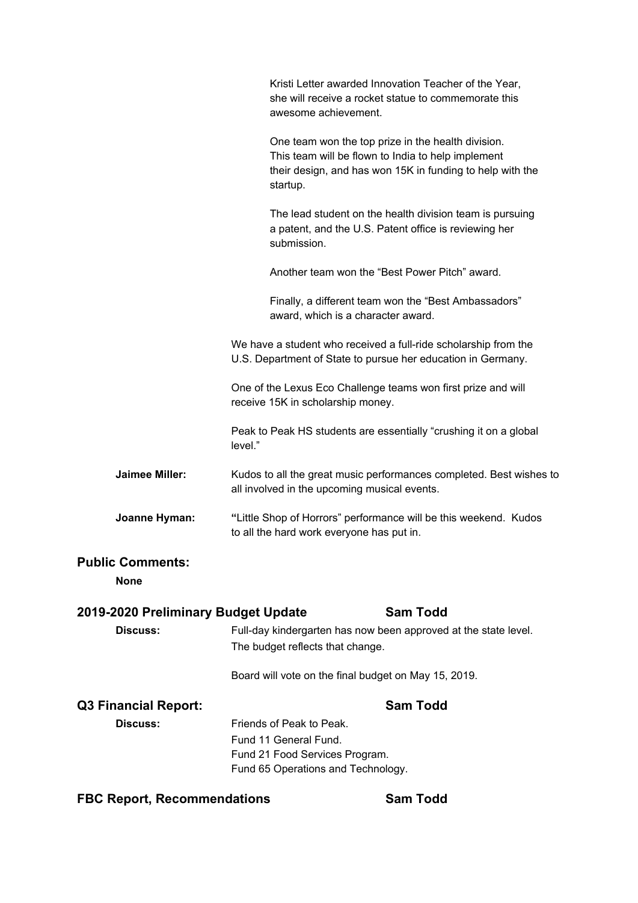Kristi Letter awarded Innovation Teacher of the Year, she will receive a rocket statue to commemorate this awesome achievement.

One team won the top prize in the health division. This team will be flown to India to help implement their design, and has won 15K in funding to help with the startup.

The lead student on the health division team is pursuing a patent, and the U.S. Patent office is reviewing her submission.

Another team won the "Best Power Pitch" award.

Finally, a different team won the "Best Ambassadors" award, which is a character award.

We have a student who received a full-ride scholarship from the U.S. Department of State to pursue her education in Germany.

One of the Lexus Eco Challenge teams won first prize and will receive 15K in scholarship money.

Peak to Peak HS students are essentially "crushing it on a global level."

**Jaimee Miller:** Kudos to all the great music performances completed. Best wishes to all involved in the upcoming musical events.

**Joanne Hyman:** "Little Shop of Horrors" performance will be this weekend. Kudos to all the hard work everyone has put in.

## Public Comments:

**None**

## 2019-2020 Preliminary Budget Update — Sam Todd

**Discuss:** Full-day kindergarten has now been approved at the state level. The budget reflects that change.

Board will vote on the final budget on May 15, 2019.

## Q3 Financial Report: — Sam Todd

**Discuss:** Friends of Peak to Peak.
Fund 11 General Fund.
Fund 21 Food Services Program.
Fund 65 Operations and Technology.

## FBC Report, Recommendations — Sam Todd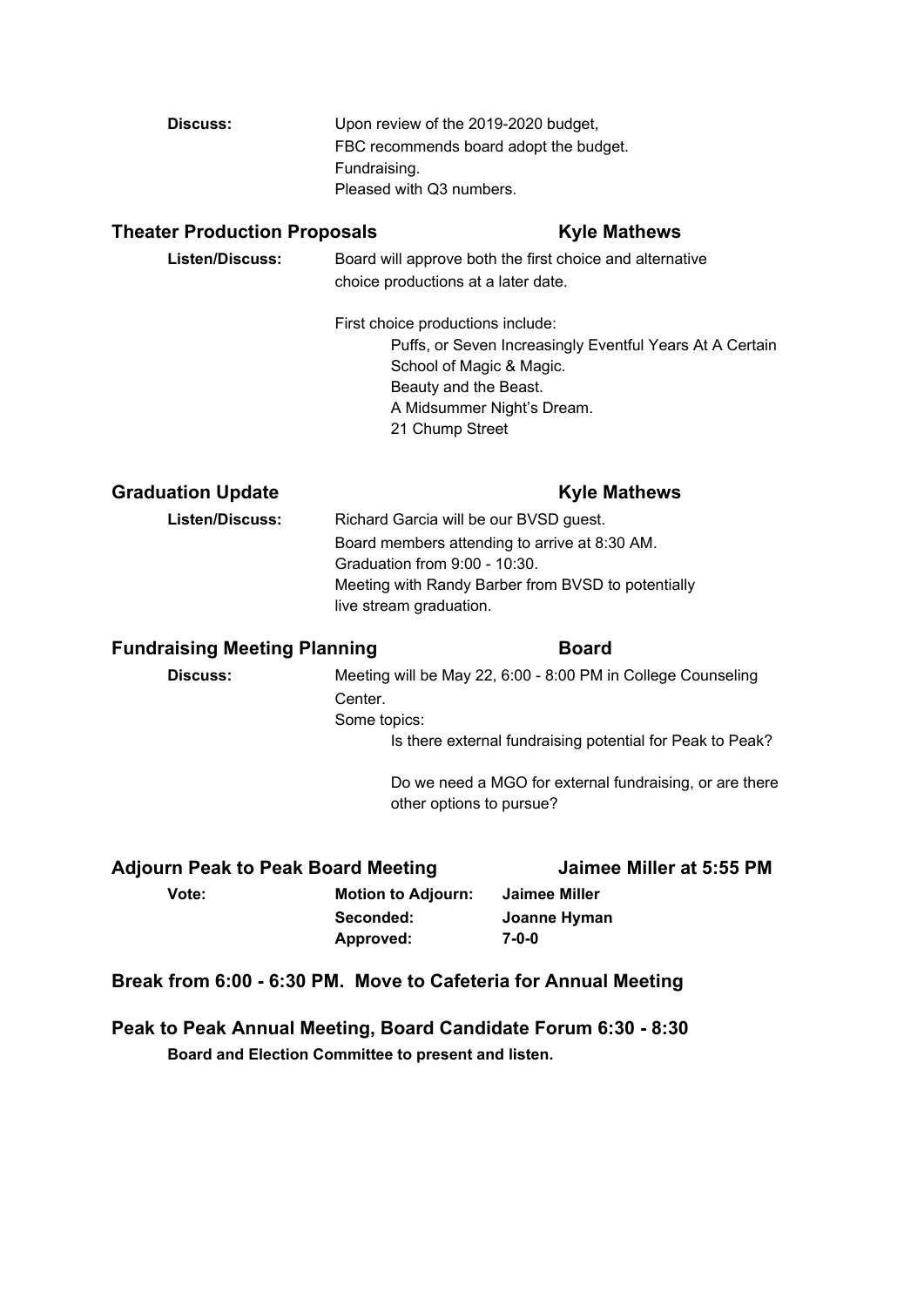**Discuss:** Upon review of the 2019-2020 budget,
FBC recommends board adopt the budget.
Fundraising.
Pleased with Q3 numbers.

## Theater Production Proposals — Kyle Mathews

**Listen/Discuss:** Board will approve both the first choice and alternative choice productions at a later date.

First choice productions include:

- Puffs, or Seven Increasingly Eventful Years At A Certain School of Magic & Magic.
- Beauty and the Beast.
- A Midsummer Night's Dream.
- 21 Chump Street

## Graduation Update — Kyle Mathews

**Listen/Discuss:** Richard Garcia will be our BVSD guest.
Board members attending to arrive at 8:30 AM.
Graduation from 9:00 - 10:30.
Meeting with Randy Barber from BVSD to potentially live stream graduation.

## Fundraising Meeting Planning — Board

**Discuss:** Meeting will be May 22, 6:00 - 8:00 PM in College Counseling Center.
Some topics:

- Is there external fundraising potential for Peak to Peak?
- Do we need a MGO for external fundraising, or are there other options to pursue?

## Adjourn Peak to Peak Board Meeting — Jaimee Miller at 5:55 PM

**Vote:**

| | |
|---|---|
| **Motion to Adjourn:** | **Jaimee Miller** |
| **Seconded:** | **Joanne Hyman** |
| **Approved:** | **7-0-0** |

## Break from 6:00 - 6:30 PM. Move to Cafeteria for Annual Meeting

## Peak to Peak Annual Meeting, Board Candidate Forum 6:30 - 8:30

**Board and Election Committee to present and listen.**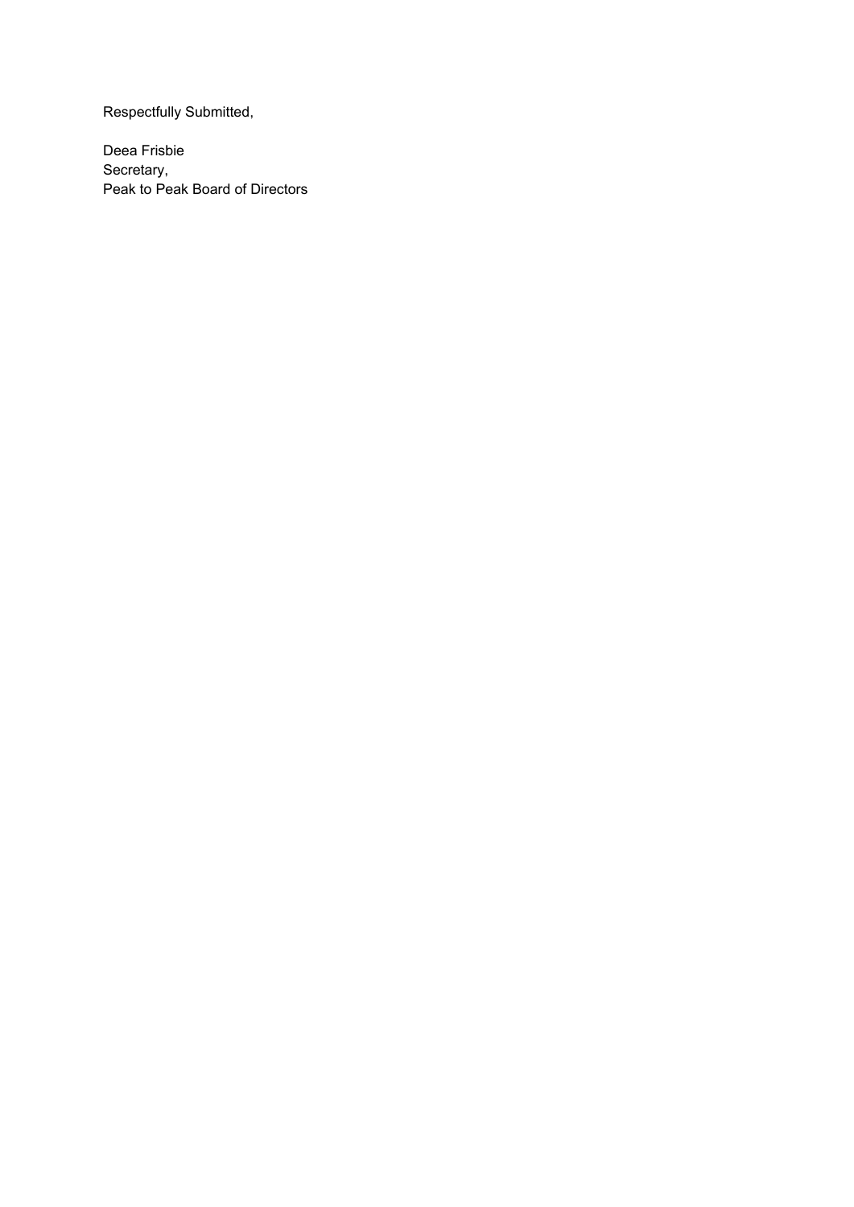Respectfully Submitted,

Deea Frisbie
Secretary,
Peak to Peak Board of Directors